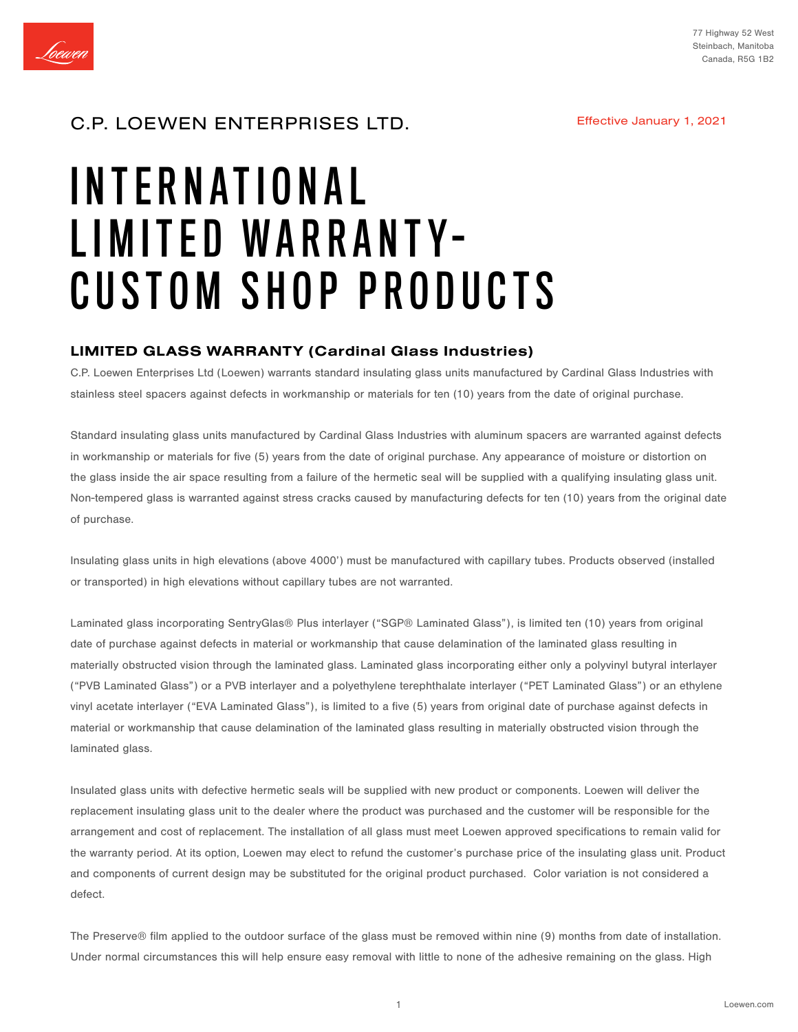77 Highway 52 West
Steinbach, Manitoba
Canada, R5G 1B2

C.P. LOEWEN ENTERPRISES LTD.

Effective January 1, 2021

# INTERNATIONAL LIMITED WARRANTY- CUSTOM SHOP PRODUCTS

## LIMITED GLASS WARRANTY (Cardinal Glass Industries)

C.P. Loewen Enterprises Ltd (Loewen) warrants standard insulating glass units manufactured by Cardinal Glass Industries with stainless steel spacers against defects in workmanship or materials for ten (10) years from the date of original purchase.

Standard insulating glass units manufactured by Cardinal Glass Industries with aluminum spacers are warranted against defects in workmanship or materials for five (5) years from the date of original purchase. Any appearance of moisture or distortion on the glass inside the air space resulting from a failure of the hermetic seal will be supplied with a qualifying insulating glass unit. Non-tempered glass is warranted against stress cracks caused by manufacturing defects for ten (10) years from the original date of purchase.

Insulating glass units in high elevations (above 4000') must be manufactured with capillary tubes. Products observed (installed or transported) in high elevations without capillary tubes are not warranted.

Laminated glass incorporating SentryGlas® Plus interlayer ("SGP® Laminated Glass"), is limited ten (10) years from original date of purchase against defects in material or workmanship that cause delamination of the laminated glass resulting in materially obstructed vision through the laminated glass. Laminated glass incorporating either only a polyvinyl butyral interlayer ("PVB Laminated Glass") or a PVB interlayer and a polyethylene terephthalate interlayer ("PET Laminated Glass") or an ethylene vinyl acetate interlayer ("EVA Laminated Glass"), is limited to a five (5) years from original date of purchase against defects in material or workmanship that cause delamination of the laminated glass resulting in materially obstructed vision through the laminated glass.

Insulated glass units with defective hermetic seals will be supplied with new product or components. Loewen will deliver the replacement insulating glass unit to the dealer where the product was purchased and the customer will be responsible for the arrangement and cost of replacement. The installation of all glass must meet Loewen approved specifications to remain valid for the warranty period. At its option, Loewen may elect to refund the customer's purchase price of the insulating glass unit. Product and components of current design may be substituted for the original product purchased. Color variation is not considered a defect.

The Preserve® film applied to the outdoor surface of the glass must be removed within nine (9) months from date of installation. Under normal circumstances this will help ensure easy removal with little to none of the adhesive remaining on the glass. High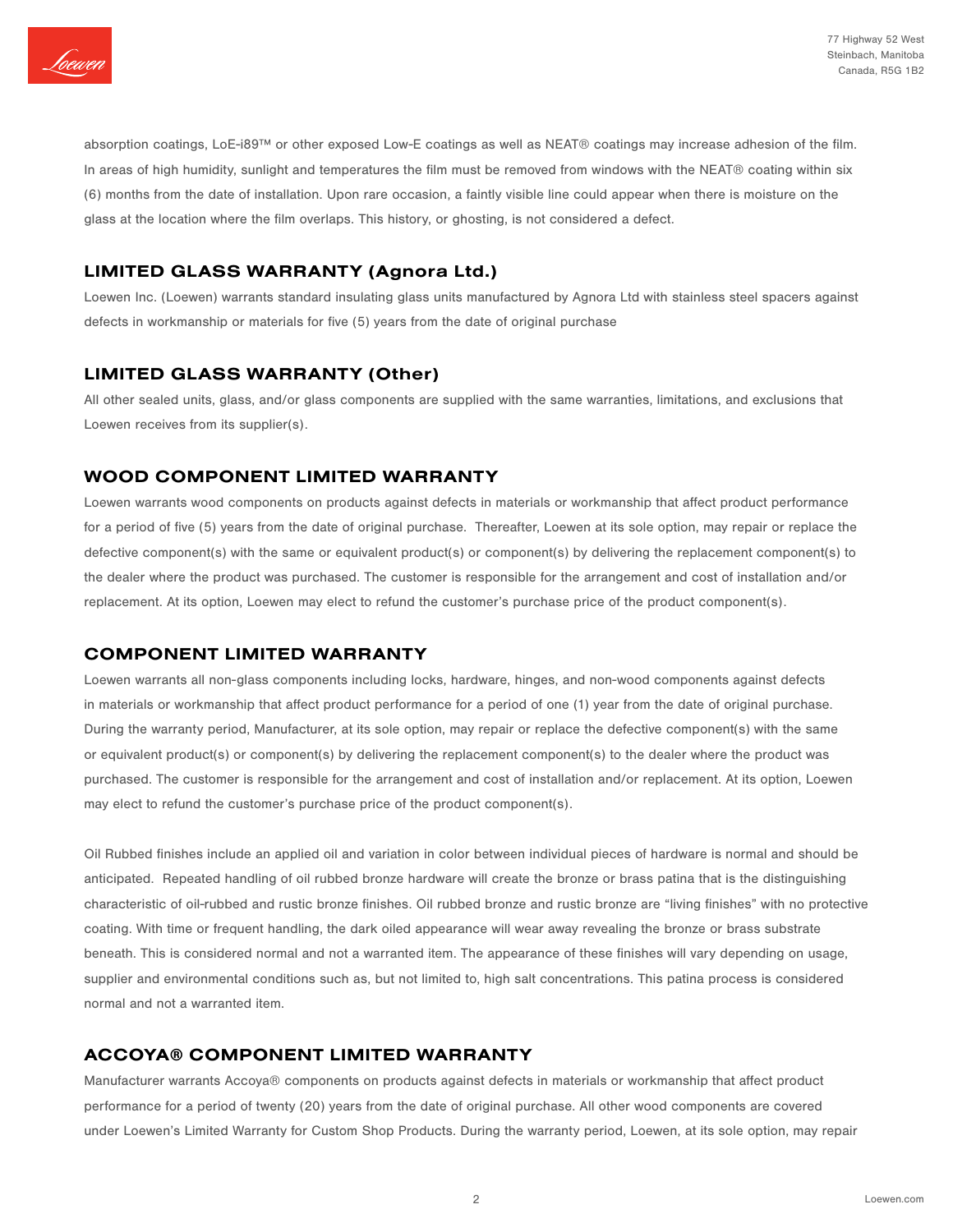absorption coatings, LoE-i89™ or other exposed Low-E coatings as well as NEAT® coatings may increase adhesion of the film. In areas of high humidity, sunlight and temperatures the film must be removed from windows with the NEAT® coating within six (6) months from the date of installation. Upon rare occasion, a faintly visible line could appear when there is moisture on the glass at the location where the film overlaps. This history, or ghosting, is not considered a defect.

## LIMITED GLASS WARRANTY (Agnora Ltd.)

Loewen Inc. (Loewen) warrants standard insulating glass units manufactured by Agnora Ltd with stainless steel spacers against defects in workmanship or materials for five (5) years from the date of original purchase

## LIMITED GLASS WARRANTY (Other)

All other sealed units, glass, and/or glass components are supplied with the same warranties, limitations, and exclusions that Loewen receives from its supplier(s).

## WOOD COMPONENT LIMITED WARRANTY

Loewen warrants wood components on products against defects in materials or workmanship that affect product performance for a period of five (5) years from the date of original purchase. Thereafter, Loewen at its sole option, may repair or replace the defective component(s) with the same or equivalent product(s) or component(s) by delivering the replacement component(s) to the dealer where the product was purchased. The customer is responsible for the arrangement and cost of installation and/or replacement. At its option, Loewen may elect to refund the customer's purchase price of the product component(s).

## COMPONENT LIMITED WARRANTY

Loewen warrants all non-glass components including locks, hardware, hinges, and non-wood components against defects in materials or workmanship that affect product performance for a period of one (1) year from the date of original purchase. During the warranty period, Manufacturer, at its sole option, may repair or replace the defective component(s) with the same or equivalent product(s) or component(s) by delivering the replacement component(s) to the dealer where the product was purchased. The customer is responsible for the arrangement and cost of installation and/or replacement. At its option, Loewen may elect to refund the customer's purchase price of the product component(s).

Oil Rubbed finishes include an applied oil and variation in color between individual pieces of hardware is normal and should be anticipated. Repeated handling of oil rubbed bronze hardware will create the bronze or brass patina that is the distinguishing characteristic of oil-rubbed and rustic bronze finishes. Oil rubbed bronze and rustic bronze are "living finishes" with no protective coating. With time or frequent handling, the dark oiled appearance will wear away revealing the bronze or brass substrate beneath. This is considered normal and not a warranted item. The appearance of these finishes will vary depending on usage, supplier and environmental conditions such as, but not limited to, high salt concentrations. This patina process is considered normal and not a warranted item.

## ACCOYA® COMPONENT LIMITED WARRANTY

Manufacturer warrants Accoya® components on products against defects in materials or workmanship that affect product performance for a period of twenty (20) years from the date of original purchase. All other wood components are covered under Loewen's Limited Warranty for Custom Shop Products. During the warranty period, Loewen, at its sole option, may repair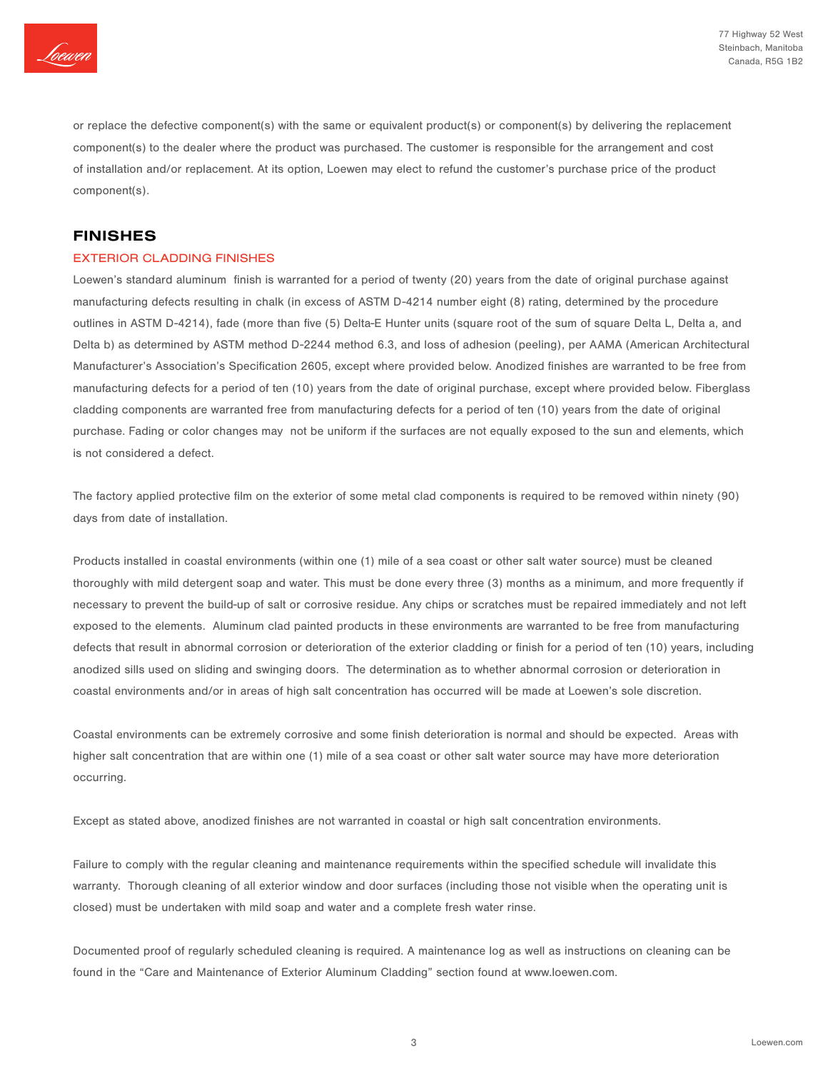or replace the defective component(s) with the same or equivalent product(s) or component(s) by delivering the replacement component(s) to the dealer where the product was purchased. The customer is responsible for the arrangement and cost of installation and/or replacement. At its option, Loewen may elect to refund the customer's purchase price of the product component(s).

## FINISHES

### EXTERIOR CLADDING FINISHES

Loewen's standard aluminum finish is warranted for a period of twenty (20) years from the date of original purchase against manufacturing defects resulting in chalk (in excess of ASTM D-4214 number eight (8) rating, determined by the procedure outlines in ASTM D-4214), fade (more than five (5) Delta-E Hunter units (square root of the sum of square Delta L, Delta a, and Delta b) as determined by ASTM method D-2244 method 6.3, and loss of adhesion (peeling), per AAMA (American Architectural Manufacturer's Association's Specification 2605, except where provided below. Anodized finishes are warranted to be free from manufacturing defects for a period of ten (10) years from the date of original purchase, except where provided below. Fiberglass cladding components are warranted free from manufacturing defects for a period of ten (10) years from the date of original purchase. Fading or color changes may not be uniform if the surfaces are not equally exposed to the sun and elements, which is not considered a defect.

The factory applied protective film on the exterior of some metal clad components is required to be removed within ninety (90) days from date of installation.

Products installed in coastal environments (within one (1) mile of a sea coast or other salt water source) must be cleaned thoroughly with mild detergent soap and water. This must be done every three (3) months as a minimum, and more frequently if necessary to prevent the build-up of salt or corrosive residue. Any chips or scratches must be repaired immediately and not left exposed to the elements. Aluminum clad painted products in these environments are warranted to be free from manufacturing defects that result in abnormal corrosion or deterioration of the exterior cladding or finish for a period of ten (10) years, including anodized sills used on sliding and swinging doors. The determination as to whether abnormal corrosion or deterioration in coastal environments and/or in areas of high salt concentration has occurred will be made at Loewen's sole discretion.

Coastal environments can be extremely corrosive and some finish deterioration is normal and should be expected. Areas with higher salt concentration that are within one (1) mile of a sea coast or other salt water source may have more deterioration occurring.

Except as stated above, anodized finishes are not warranted in coastal or high salt concentration environments.

Failure to comply with the regular cleaning and maintenance requirements within the specified schedule will invalidate this warranty. Thorough cleaning of all exterior window and door surfaces (including those not visible when the operating unit is closed) must be undertaken with mild soap and water and a complete fresh water rinse.

Documented proof of regularly scheduled cleaning is required. A maintenance log as well as instructions on cleaning can be found in the "Care and Maintenance of Exterior Aluminum Cladding" section found at www.loewen.com.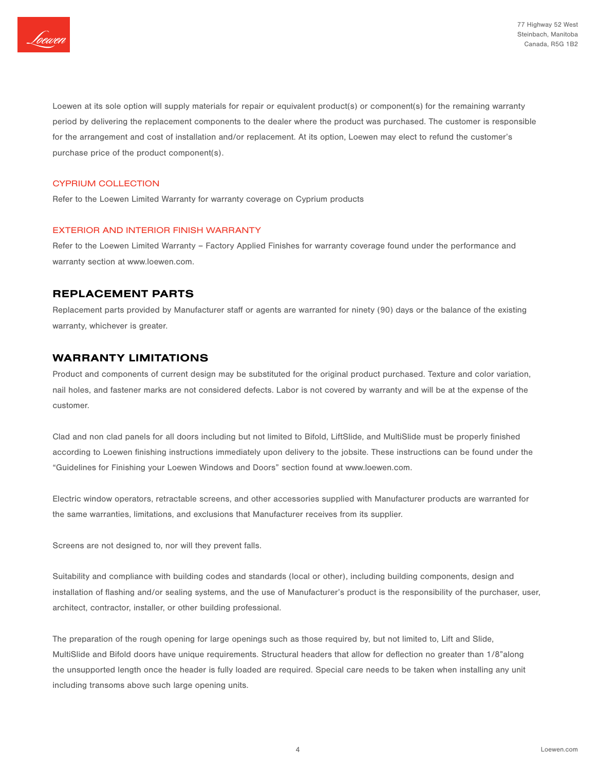Loewen at its sole option will supply materials for repair or equivalent product(s) or component(s) for the remaining warranty period by delivering the replacement components to the dealer where the product was purchased. The customer is responsible for the arrangement and cost of installation and/or replacement. At its option, Loewen may elect to refund the customer's purchase price of the product component(s).

### CYPRIUM COLLECTION

Refer to the Loewen Limited Warranty for warranty coverage on Cyprium products

### EXTERIOR AND INTERIOR FINISH WARRANTY

Refer to the Loewen Limited Warranty – Factory Applied Finishes for warranty coverage found under the performance and warranty section at www.loewen.com.

## REPLACEMENT PARTS

Replacement parts provided by Manufacturer staff or agents are warranted for ninety (90) days or the balance of the existing warranty, whichever is greater.

## WARRANTY LIMITATIONS

Product and components of current design may be substituted for the original product purchased. Texture and color variation, nail holes, and fastener marks are not considered defects. Labor is not covered by warranty and will be at the expense of the customer.

Clad and non clad panels for all doors including but not limited to Bifold, LiftSlide, and MultiSlide must be properly finished according to Loewen finishing instructions immediately upon delivery to the jobsite. These instructions can be found under the "Guidelines for Finishing your Loewen Windows and Doors" section found at www.loewen.com.

Electric window operators, retractable screens, and other accessories supplied with Manufacturer products are warranted for the same warranties, limitations, and exclusions that Manufacturer receives from its supplier.

Screens are not designed to, nor will they prevent falls.

Suitability and compliance with building codes and standards (local or other), including building components, design and installation of flashing and/or sealing systems, and the use of Manufacturer's product is the responsibility of the purchaser, user, architect, contractor, installer, or other building professional.

The preparation of the rough opening for large openings such as those required by, but not limited to, Lift and Slide, MultiSlide and Bifold doors have unique requirements. Structural headers that allow for deflection no greater than 1/8"along the unsupported length once the header is fully loaded are required. Special care needs to be taken when installing any unit including transoms above such large opening units.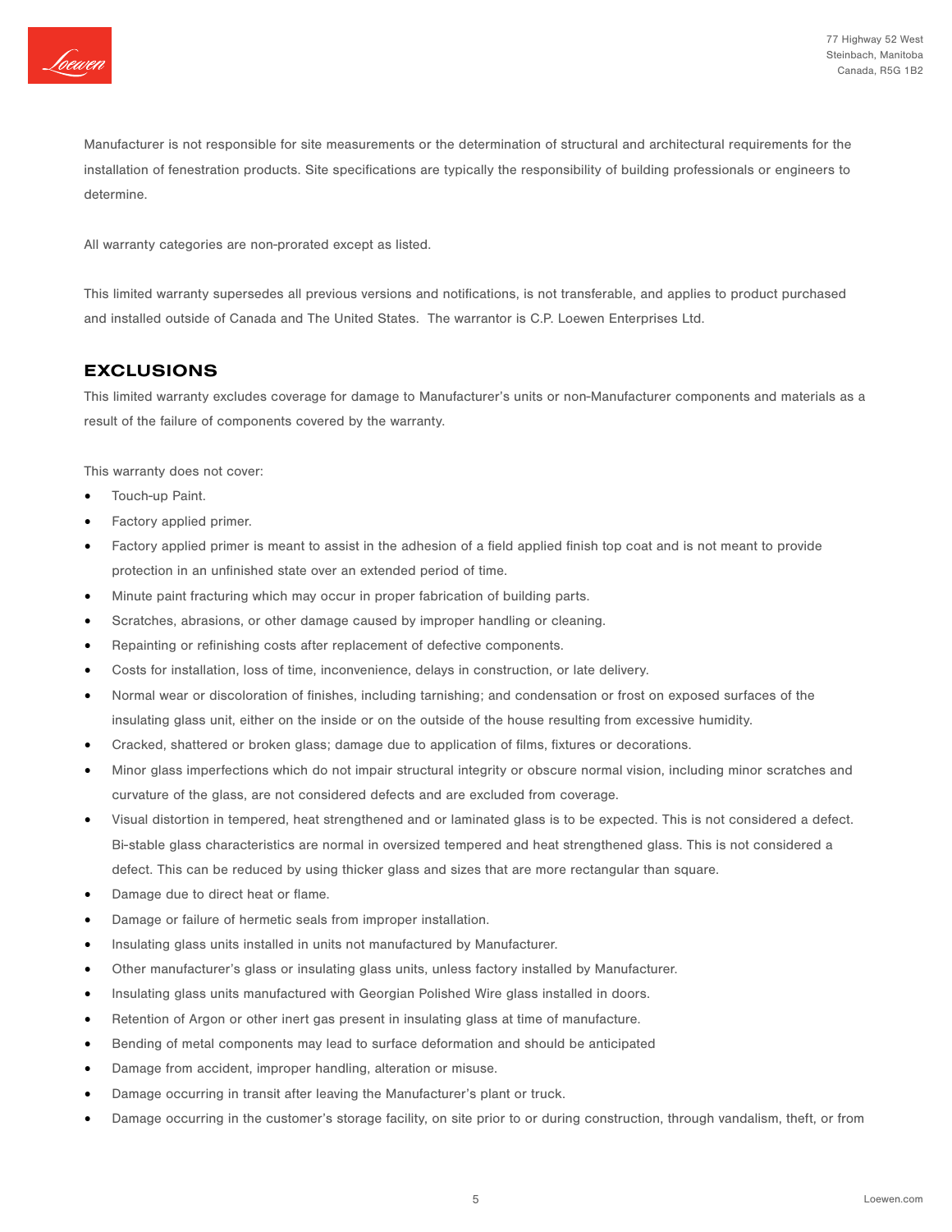Manufacturer is not responsible for site measurements or the determination of structural and architectural requirements for the installation of fenestration products. Site specifications are typically the responsibility of building professionals or engineers to determine.

All warranty categories are non-prorated except as listed.

This limited warranty supersedes all previous versions and notifications, is not transferable, and applies to product purchased and installed outside of Canada and The United States. The warrantor is C.P. Loewen Enterprises Ltd.

## EXCLUSIONS

This limited warranty excludes coverage for damage to Manufacturer's units or non-Manufacturer components and materials as a result of the failure of components covered by the warranty.

This warranty does not cover:

- Touch-up Paint.
- Factory applied primer.
- Factory applied primer is meant to assist in the adhesion of a field applied finish top coat and is not meant to provide protection in an unfinished state over an extended period of time.
- Minute paint fracturing which may occur in proper fabrication of building parts.
- Scratches, abrasions, or other damage caused by improper handling or cleaning.
- Repainting or refinishing costs after replacement of defective components.
- Costs for installation, loss of time, inconvenience, delays in construction, or late delivery.
- Normal wear or discoloration of finishes, including tarnishing; and condensation or frost on exposed surfaces of the insulating glass unit, either on the inside or on the outside of the house resulting from excessive humidity.
- Cracked, shattered or broken glass; damage due to application of films, fixtures or decorations.
- Minor glass imperfections which do not impair structural integrity or obscure normal vision, including minor scratches and curvature of the glass, are not considered defects and are excluded from coverage.
- Visual distortion in tempered, heat strengthened and or laminated glass is to be expected. This is not considered a defect. Bi-stable glass characteristics are normal in oversized tempered and heat strengthened glass. This is not considered a defect. This can be reduced by using thicker glass and sizes that are more rectangular than square.
- Damage due to direct heat or flame.
- Damage or failure of hermetic seals from improper installation.
- Insulating glass units installed in units not manufactured by Manufacturer.
- Other manufacturer's glass or insulating glass units, unless factory installed by Manufacturer.
- Insulating glass units manufactured with Georgian Polished Wire glass installed in doors.
- Retention of Argon or other inert gas present in insulating glass at time of manufacture.
- Bending of metal components may lead to surface deformation and should be anticipated
- Damage from accident, improper handling, alteration or misuse.
- Damage occurring in transit after leaving the Manufacturer's plant or truck.
- Damage occurring in the customer's storage facility, on site prior to or during construction, through vandalism, theft, or from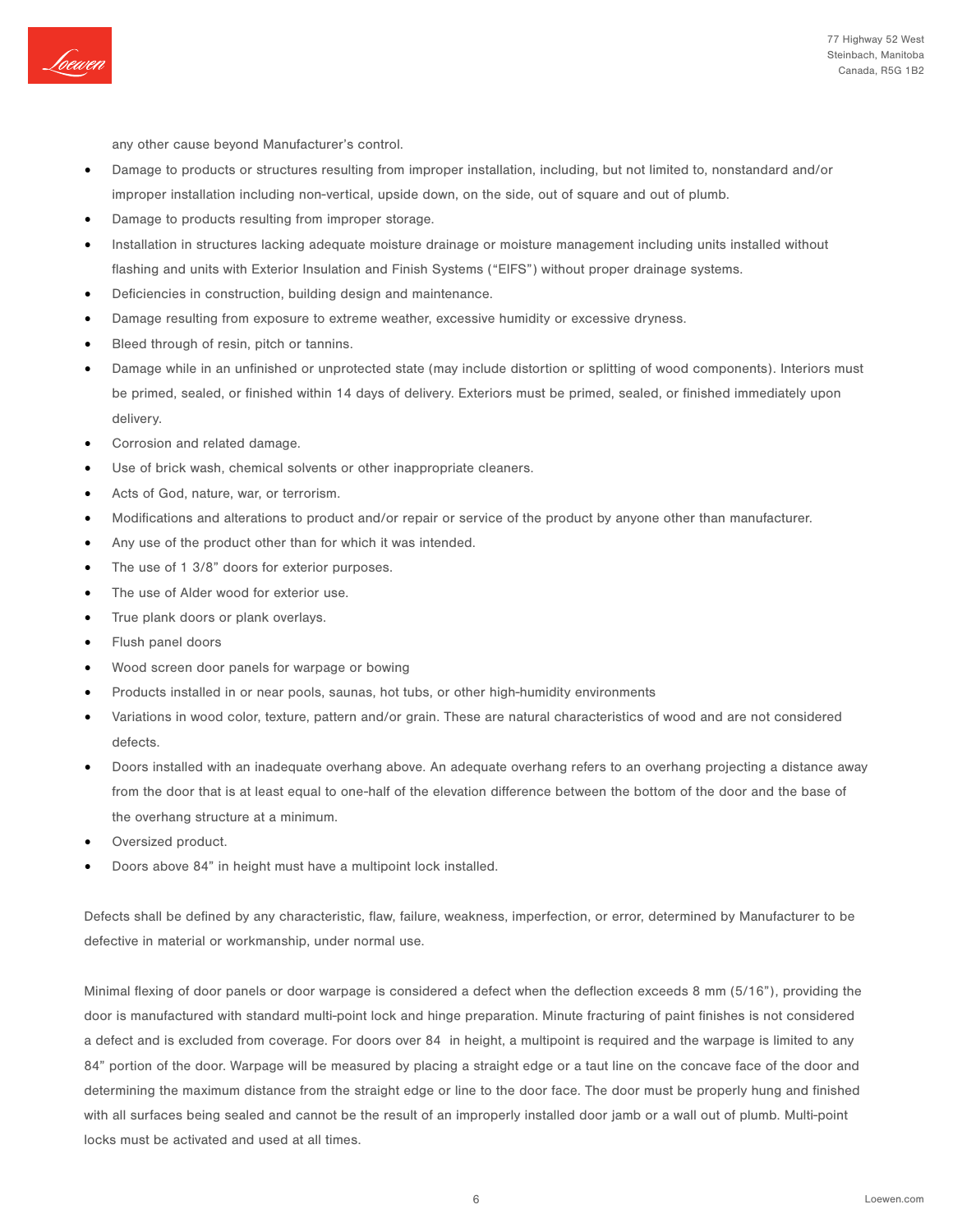any other cause beyond Manufacturer's control.

- Damage to products or structures resulting from improper installation, including, but not limited to, nonstandard and/or improper installation including non-vertical, upside down, on the side, out of square and out of plumb.
- Damage to products resulting from improper storage.
- Installation in structures lacking adequate moisture drainage or moisture management including units installed without flashing and units with Exterior Insulation and Finish Systems ("EIFS") without proper drainage systems.
- Deficiencies in construction, building design and maintenance.
- Damage resulting from exposure to extreme weather, excessive humidity or excessive dryness.
- Bleed through of resin, pitch or tannins.
- Damage while in an unfinished or unprotected state (may include distortion or splitting of wood components). Interiors must be primed, sealed, or finished within 14 days of delivery. Exteriors must be primed, sealed, or finished immediately upon delivery.
- Corrosion and related damage.
- Use of brick wash, chemical solvents or other inappropriate cleaners.
- Acts of God, nature, war, or terrorism.
- Modifications and alterations to product and/or repair or service of the product by anyone other than manufacturer.
- Any use of the product other than for which it was intended.
- The use of 1 3/8" doors for exterior purposes.
- The use of Alder wood for exterior use.
- True plank doors or plank overlays.
- Flush panel doors
- Wood screen door panels for warpage or bowing
- Products installed in or near pools, saunas, hot tubs, or other high-humidity environments
- Variations in wood color, texture, pattern and/or grain. These are natural characteristics of wood and are not considered defects.
- Doors installed with an inadequate overhang above. An adequate overhang refers to an overhang projecting a distance away from the door that is at least equal to one-half of the elevation difference between the bottom of the door and the base of the overhang structure at a minimum.
- Oversized product.
- Doors above 84" in height must have a multipoint lock installed.

Defects shall be defined by any characteristic, flaw, failure, weakness, imperfection, or error, determined by Manufacturer to be defective in material or workmanship, under normal use.

Minimal flexing of door panels or door warpage is considered a defect when the deflection exceeds 8 mm (5/16"), providing the door is manufactured with standard multi-point lock and hinge preparation. Minute fracturing of paint finishes is not considered a defect and is excluded from coverage. For doors over 84 in height, a multipoint is required and the warpage is limited to any 84" portion of the door. Warpage will be measured by placing a straight edge or a taut line on the concave face of the door and determining the maximum distance from the straight edge or line to the door face. The door must be properly hung and finished with all surfaces being sealed and cannot be the result of an improperly installed door jamb or a wall out of plumb. Multi-point locks must be activated and used at all times.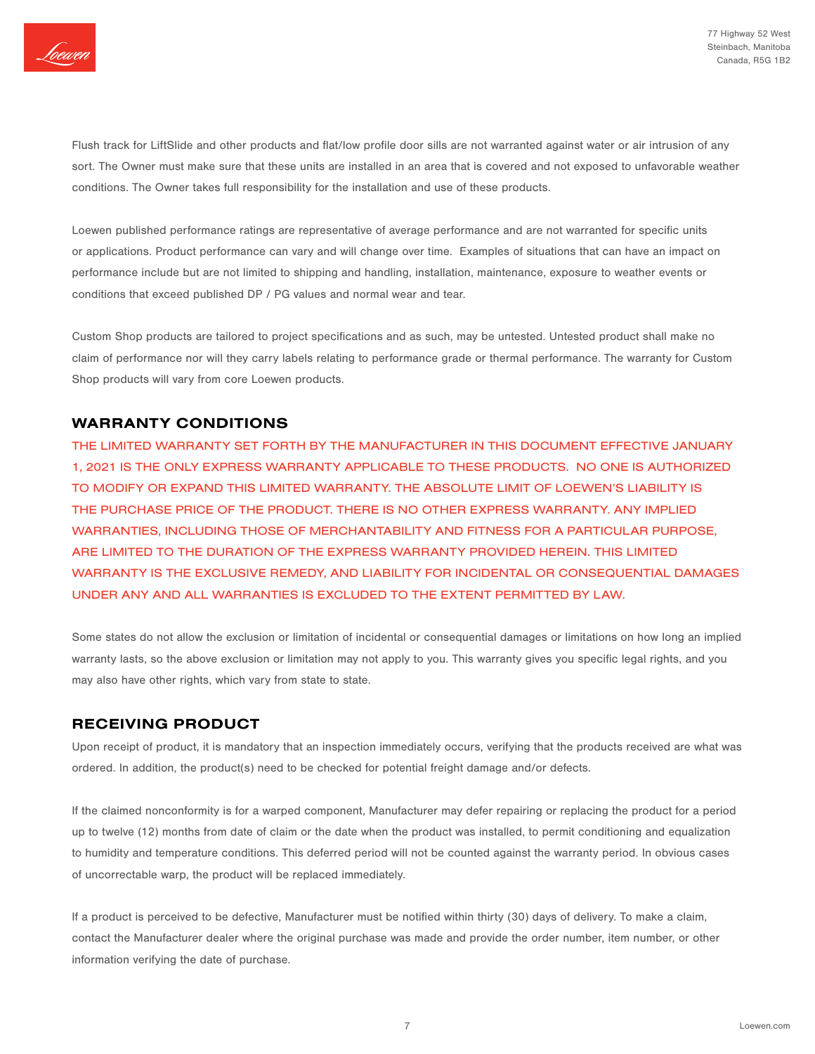Flush track for LiftSlide and other products and flat/low profile door sills are not warranted against water or air intrusion of any sort. The Owner must make sure that these units are installed in an area that is covered and not exposed to unfavorable weather conditions. The Owner takes full responsibility for the installation and use of these products.

Loewen published performance ratings are representative of average performance and are not warranted for specific units or applications. Product performance can vary and will change over time. Examples of situations that can have an impact on performance include but are not limited to shipping and handling, installation, maintenance, exposure to weather events or conditions that exceed published DP / PG values and normal wear and tear.

Custom Shop products are tailored to project specifications and as such, may be untested. Untested product shall make no claim of performance nor will they carry labels relating to performance grade or thermal performance. The warranty for Custom Shop products will vary from core Loewen products.

## WARRANTY CONDITIONS

THE LIMITED WARRANTY SET FORTH BY THE MANUFACTURER IN THIS DOCUMENT EFFECTIVE JANUARY 1, 2021 IS THE ONLY EXPRESS WARRANTY APPLICABLE TO THESE PRODUCTS. NO ONE IS AUTHORIZED TO MODIFY OR EXPAND THIS LIMITED WARRANTY. THE ABSOLUTE LIMIT OF LOEWEN'S LIABILITY IS THE PURCHASE PRICE OF THE PRODUCT. THERE IS NO OTHER EXPRESS WARRANTY. ANY IMPLIED WARRANTIES, INCLUDING THOSE OF MERCHANTABILITY AND FITNESS FOR A PARTICULAR PURPOSE, ARE LIMITED TO THE DURATION OF THE EXPRESS WARRANTY PROVIDED HEREIN. THIS LIMITED WARRANTY IS THE EXCLUSIVE REMEDY, AND LIABILITY FOR INCIDENTAL OR CONSEQUENTIAL DAMAGES UNDER ANY AND ALL WARRANTIES IS EXCLUDED TO THE EXTENT PERMITTED BY LAW.

Some states do not allow the exclusion or limitation of incidental or consequential damages or limitations on how long an implied warranty lasts, so the above exclusion or limitation may not apply to you. This warranty gives you specific legal rights, and you may also have other rights, which vary from state to state.

## RECEIVING PRODUCT

Upon receipt of product, it is mandatory that an inspection immediately occurs, verifying that the products received are what was ordered. In addition, the product(s) need to be checked for potential freight damage and/or defects.

If the claimed nonconformity is for a warped component, Manufacturer may defer repairing or replacing the product for a period up to twelve (12) months from date of claim or the date when the product was installed, to permit conditioning and equalization to humidity and temperature conditions. This deferred period will not be counted against the warranty period. In obvious cases of uncorrectable warp, the product will be replaced immediately.

If a product is perceived to be defective, Manufacturer must be notified within thirty (30) days of delivery. To make a claim, contact the Manufacturer dealer where the original purchase was made and provide the order number, item number, or other information verifying the date of purchase.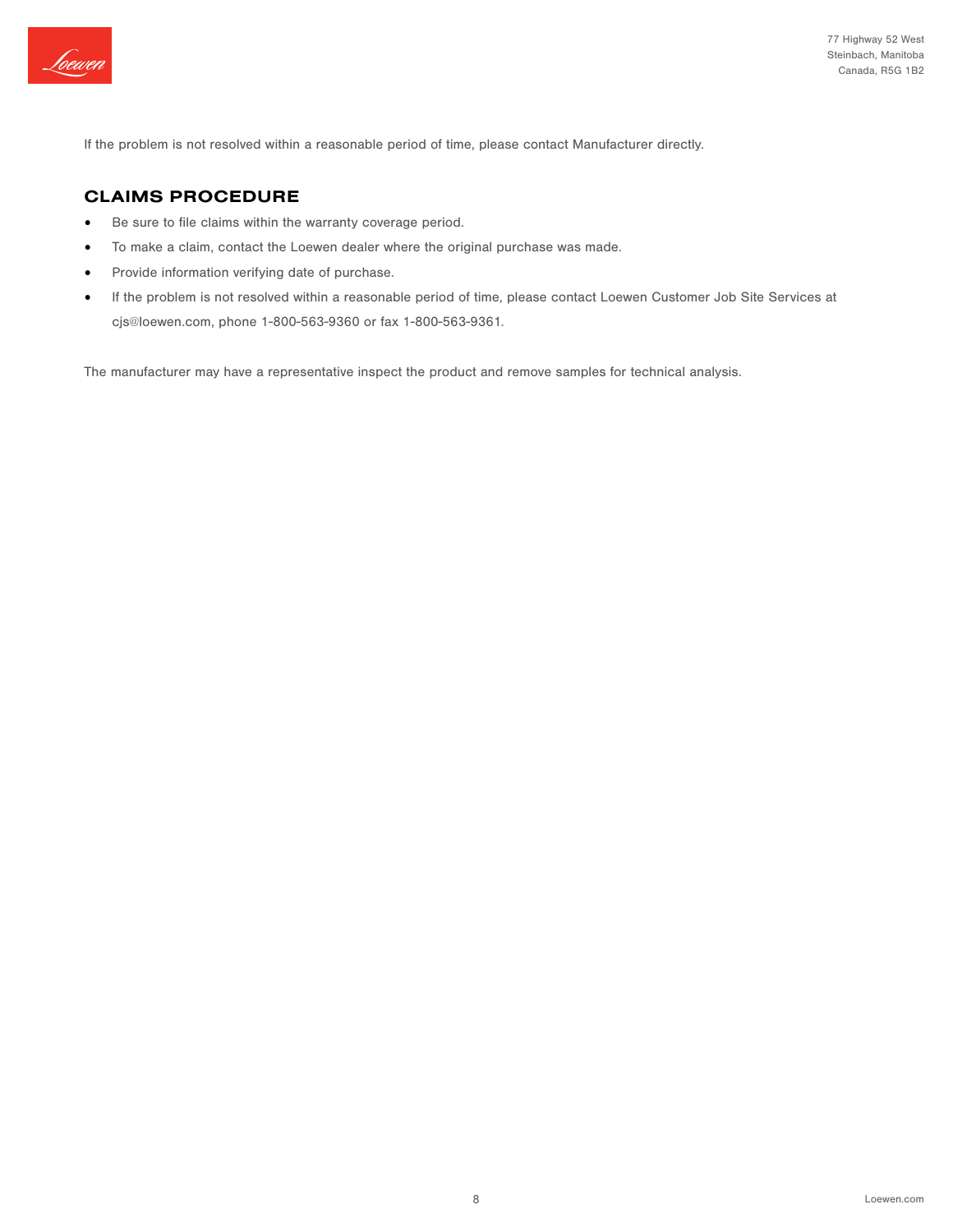If the problem is not resolved within a reasonable period of time, please contact Manufacturer directly.

## CLAIMS PROCEDURE

- Be sure to file claims within the warranty coverage period.
- To make a claim, contact the Loewen dealer where the original purchase was made.
- Provide information verifying date of purchase.
- If the problem is not resolved within a reasonable period of time, please contact Loewen Customer Job Site Services at cjs@loewen.com, phone 1-800-563-9360 or fax 1-800-563-9361.

The manufacturer may have a representative inspect the product and remove samples for technical analysis.